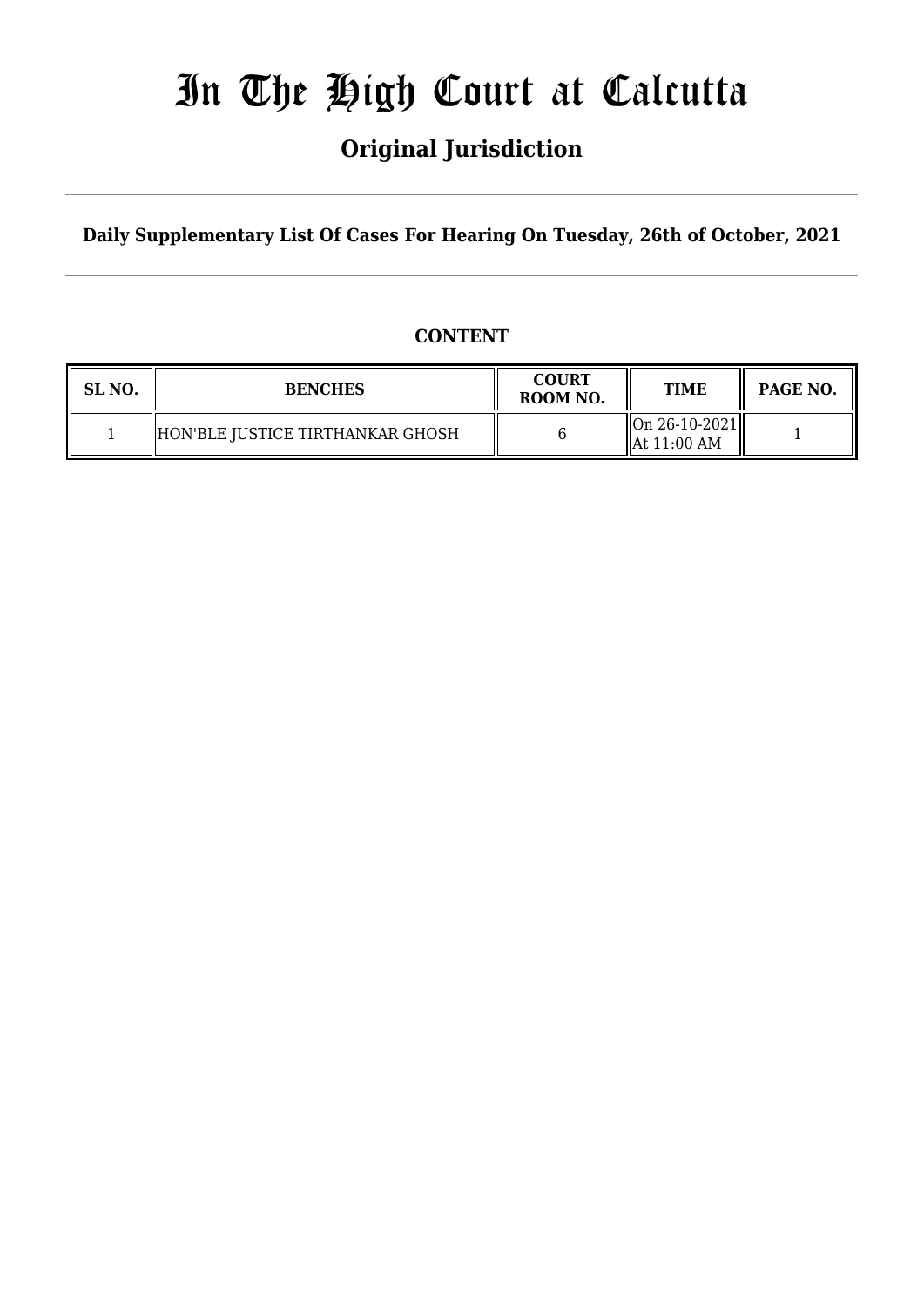# In The High Court at Calcutta

## Original Jurisdiction

**Daily Supplementary List Of Cases For Hearing On Tuesday, 26th of October, 2021**

### CONTENT

| SL NO. | BENCHES | COURT ROOM NO. | TIME | PAGE NO. |
|---|---|---|---|---|
| 1 | HON'BLE JUSTICE TIRTHANKAR GHOSH | 6 | On 26-10-2021 At 11:00 AM | 1 |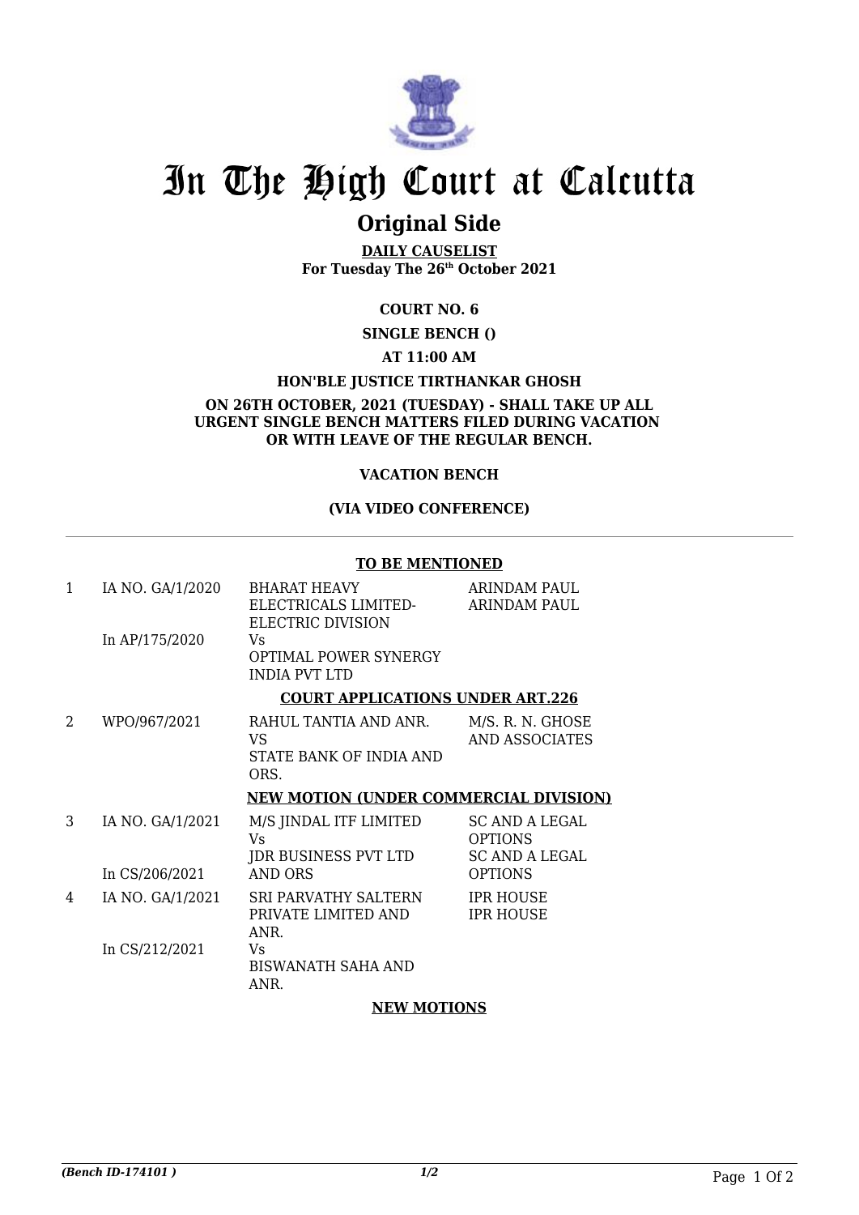# In The High Court at Calcutta

## Original Side

**DAILY CAUSELIST**
**For Tuesday The 26th October 2021**

**COURT NO. 6**

**SINGLE BENCH ()**

**AT 11:00 AM**

**HON'BLE JUSTICE TIRTHANKAR GHOSH**

**ON 26TH OCTOBER, 2021 (TUESDAY) - SHALL TAKE UP ALL URGENT SINGLE BENCH MATTERS FILED DURING VACATION OR WITH LEAVE OF THE REGULAR BENCH.**

**VACATION BENCH**

**(VIA VIDEO CONFERENCE)**

---

**TO BE MENTIONED**

| | | | |
|---|---|---|---|
| 1 | IA NO. GA/1/2020<br><br>In AP/175/2020 | BHARAT HEAVY ELECTRICALS LIMITED-ELECTRIC DIVISION<br>Vs<br>OPTIMAL POWER SYNERGY INDIA PVT LTD | ARINDAM PAUL<br>ARINDAM PAUL |

**COURT APPLICATIONS UNDER ART.226**

| | | | |
|---|---|---|---|
| 2 | WPO/967/2021 | RAHUL TANTIA AND ANR.<br>VS<br>STATE BANK OF INDIA AND ORS. | M/S. R. N. GHOSE AND ASSOCIATES |

**NEW MOTION (UNDER COMMERCIAL DIVISION)**

| | | | |
|---|---|---|---|
| 3 | IA NO. GA/1/2021<br><br>In CS/206/2021 | M/S JINDAL ITF LIMITED<br>Vs<br>JDR BUSINESS PVT LTD AND ORS | SC AND A LEGAL OPTIONS<br>SC AND A LEGAL OPTIONS |
| 4 | IA NO. GA/1/2021<br><br>In CS/212/2021 | SRI PARVATHY SALTERN PRIVATE LIMITED AND ANR.<br>Vs<br>BISWANATH SAHA AND ANR. | IPR HOUSE<br>IPR HOUSE |

**NEW MOTIONS**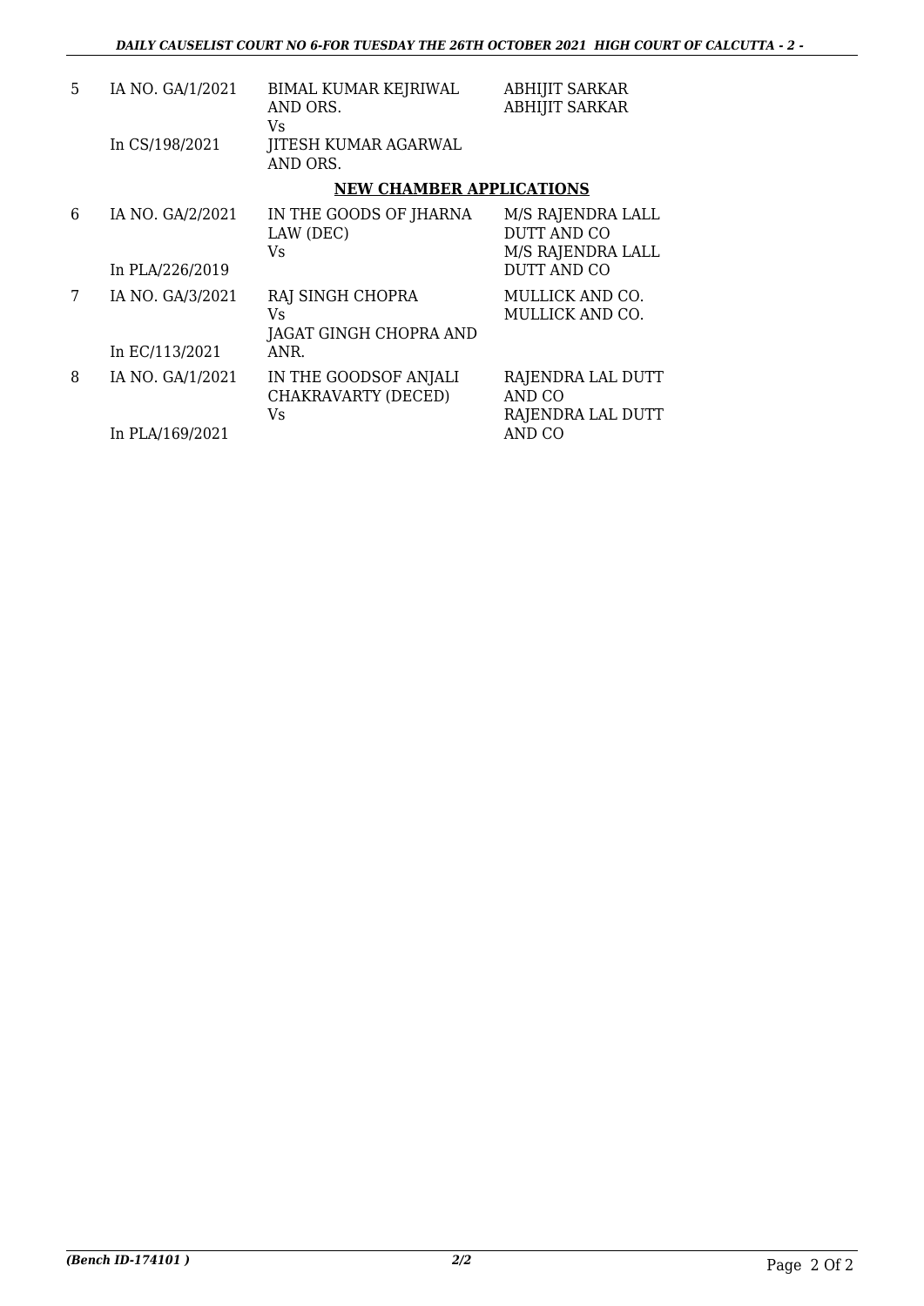| | | | |
|---|---|---|---|
| 5 | IA NO. GA/1/2021<br><br>In CS/198/2021 | BIMAL KUMAR KEJRIWAL AND ORS.<br>Vs<br>JITESH KUMAR AGARWAL AND ORS. | ABHIJIT SARKAR<br>ABHIJIT SARKAR |

## NEW CHAMBER APPLICATIONS

| | | | |
|---|---|---|---|
| 6 | IA NO. GA/2/2021<br><br>In PLA/226/2019 | IN THE GOODS OF JHARNA LAW (DEC)<br>Vs | M/S RAJENDRA LALL DUTT AND CO<br>M/S RAJENDRA LALL DUTT AND CO |
| 7 | IA NO. GA/3/2021<br><br>In EC/113/2021 | RAJ SINGH CHOPRA<br>Vs<br>JAGAT GINGH CHOPRA AND ANR. | MULLICK AND CO.<br>MULLICK AND CO. |
| 8 | IA NO. GA/1/2021<br><br>In PLA/169/2021 | IN THE GOODSOF ANJALI CHAKRAVARTY (DECED)<br>Vs | RAJENDRA LAL DUTT AND CO<br>RAJENDRA LAL DUTT AND CO |